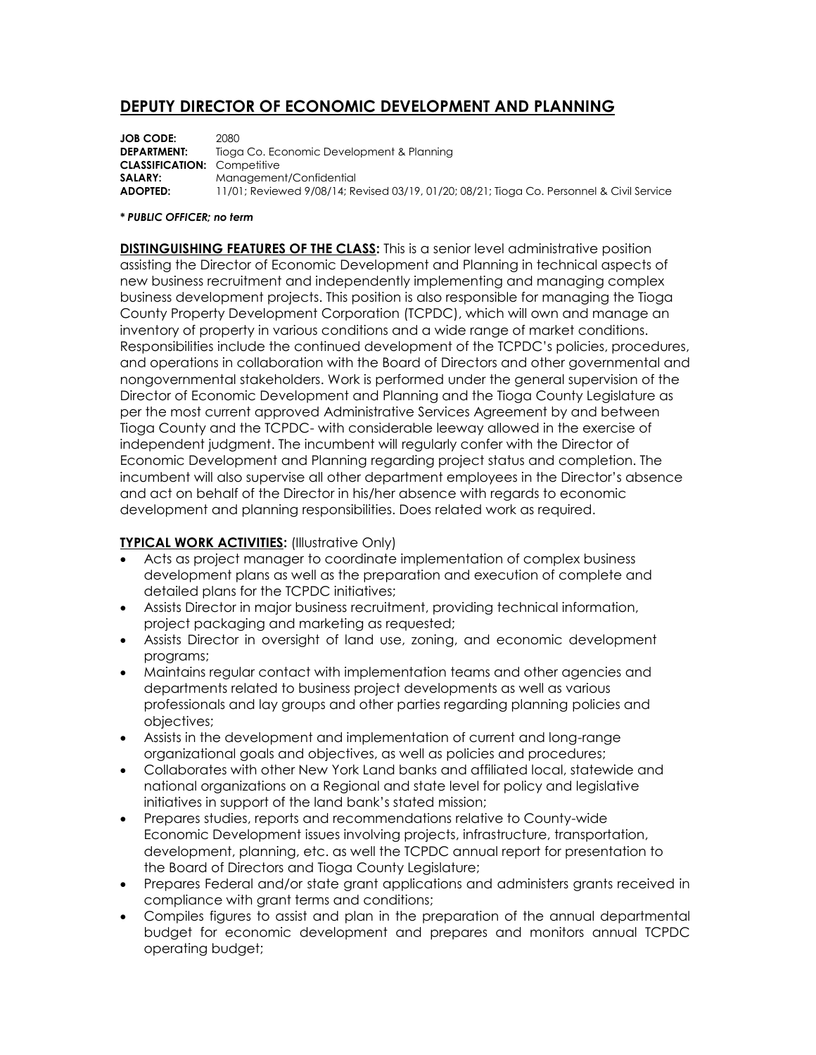# DEPUTY DIRECTOR OF ECONOMIC DEVELOPMENT AND PLANNING

**JOB CODE:** 2080
**DEPARTMENT:** Tioga Co. Economic Development & Planning
**CLASSIFICATION:** Competitive
**SALARY:** Management/Confidential
**ADOPTED:** 11/01; Reviewed 9/08/14; Revised 03/19, 01/20; 08/21; Tioga Co. Personnel & Civil Service

***\* PUBLIC OFFICER; no term***

**DISTINGUISHING FEATURES OF THE CLASS:** This is a senior level administrative position assisting the Director of Economic Development and Planning in technical aspects of new business recruitment and independently implementing and managing complex business development projects. This position is also responsible for managing the Tioga County Property Development Corporation (TCPDC), which will own and manage an inventory of property in various conditions and a wide range of market conditions. Responsibilities include the continued development of the TCPDC's policies, procedures, and operations in collaboration with the Board of Directors and other governmental and nongovernmental stakeholders. Work is performed under the general supervision of the Director of Economic Development and Planning and the Tioga County Legislature as per the most current approved Administrative Services Agreement by and between Tioga County and the TCPDC- with considerable leeway allowed in the exercise of independent judgment. The incumbent will regularly confer with the Director of Economic Development and Planning regarding project status and completion. The incumbent will also supervise all other department employees in the Director's absence and act on behalf of the Director in his/her absence with regards to economic development and planning responsibilities. Does related work as required.

**TYPICAL WORK ACTIVITIES:** (Illustrative Only)

- Acts as project manager to coordinate implementation of complex business development plans as well as the preparation and execution of complete and detailed plans for the TCPDC initiatives;
- Assists Director in major business recruitment, providing technical information, project packaging and marketing as requested;
- Assists Director in oversight of land use, zoning, and economic development programs;
- Maintains regular contact with implementation teams and other agencies and departments related to business project developments as well as various professionals and lay groups and other parties regarding planning policies and objectives;
- Assists in the development and implementation of current and long-range organizational goals and objectives, as well as policies and procedures;
- Collaborates with other New York Land banks and affiliated local, statewide and national organizations on a Regional and state level for policy and legislative initiatives in support of the land bank's stated mission;
- Prepares studies, reports and recommendations relative to County-wide Economic Development issues involving projects, infrastructure, transportation, development, planning, etc. as well the TCPDC annual report for presentation to the Board of Directors and Tioga County Legislature;
- Prepares Federal and/or state grant applications and administers grants received in compliance with grant terms and conditions;
- Compiles figures to assist and plan in the preparation of the annual departmental budget for economic development and prepares and monitors annual TCPDC operating budget;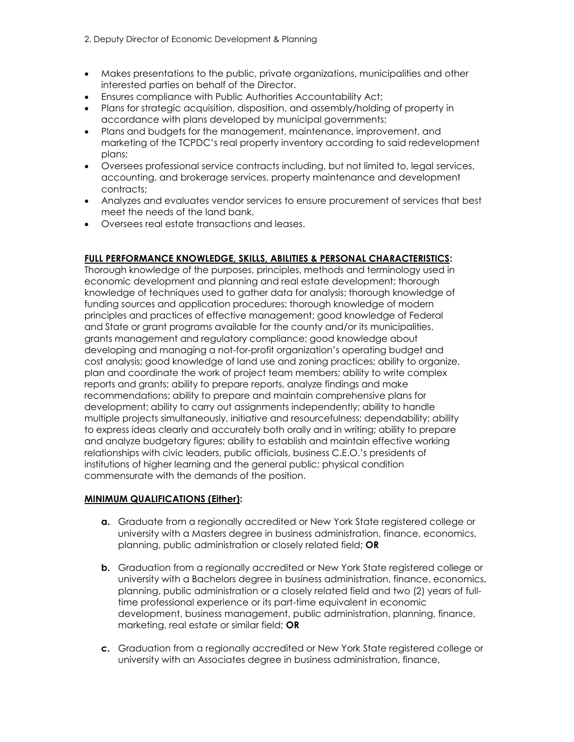- Makes presentations to the public, private organizations, municipalities and other interested parties on behalf of the Director.
- Ensures compliance with Public Authorities Accountability Act;
- Plans for strategic acquisition, disposition, and assembly/holding of property in accordance with plans developed by municipal governments;
- Plans and budgets for the management, maintenance, improvement, and marketing of the TCPDC's real property inventory according to said redevelopment plans;
- Oversees professional service contracts including, but not limited to, legal services, accounting, and brokerage services, property maintenance and development contracts;
- Analyzes and evaluates vendor services to ensure procurement of services that best meet the needs of the land bank.
- Oversees real estate transactions and leases.

**FULL PERFORMANCE KNOWLEDGE, SKILLS, ABILITIES & PERSONAL CHARACTERISTICS:**

Thorough knowledge of the purposes, principles, methods and terminology used in economic development and planning and real estate development; thorough knowledge of techniques used to gather data for analysis; thorough knowledge of funding sources and application procedures; thorough knowledge of modern principles and practices of effective management; good knowledge of Federal and State or grant programs available for the county and/or its municipalities, grants management and regulatory compliance; good knowledge about developing and managing a not-for-profit organization's operating budget and cost analysis; good knowledge of land use and zoning practices; ability to organize, plan and coordinate the work of project team members; ability to write complex reports and grants; ability to prepare reports, analyze findings and make recommendations; ability to prepare and maintain comprehensive plans for development; ability to carry out assignments independently; ability to handle multiple projects simultaneously, initiative and resourcefulness; dependability; ability to express ideas clearly and accurately both orally and in writing; ability to prepare and analyze budgetary figures; ability to establish and maintain effective working relationships with civic leaders, public officials, business C.E.O.'s presidents of institutions of higher learning and the general public; physical condition commensurate with the demands of the position.

**MINIMUM QUALIFICATIONS (Either):**

**a.** Graduate from a regionally accredited or New York State registered college or university with a Masters degree in business administration, finance, economics, planning, public administration or closely related field; **OR**

**b.** Graduation from a regionally accredited or New York State registered college or university with a Bachelors degree in business administration, finance, economics, planning, public administration or a closely related field and two (2) years of full-time professional experience or its part-time equivalent in economic development, business management, public administration, planning, finance, marketing, real estate or similar field; **OR**

**c.** Graduation from a regionally accredited or New York State registered college or university with an Associates degree in business administration, finance,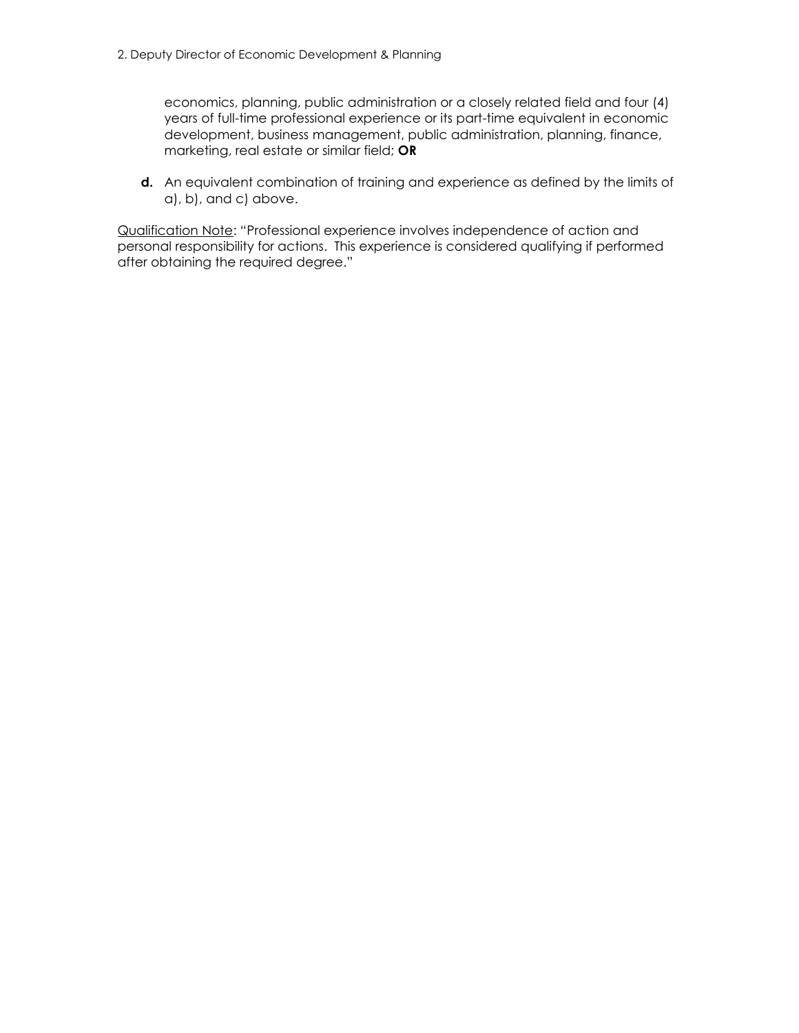economics, planning, public administration or a closely related field and four (4) years of full-time professional experience or its part-time equivalent in economic development, business management, public administration, planning, finance, marketing, real estate or similar field; **OR**

**d.** An equivalent combination of training and experience as defined by the limits of a), b), and c) above.

Qualification Note: "Professional experience involves independence of action and personal responsibility for actions. This experience is considered qualifying if performed after obtaining the required degree."